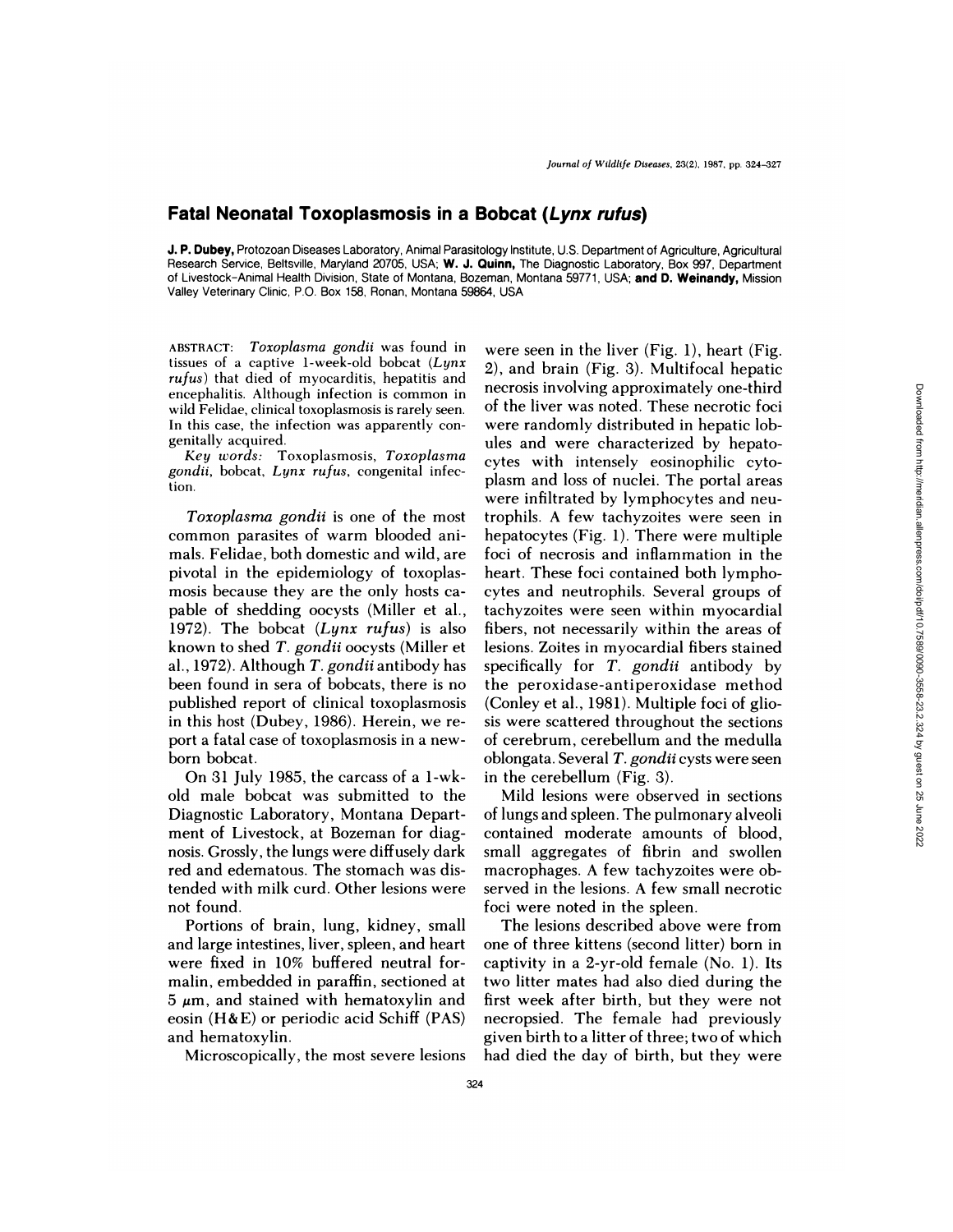# Fatal Neonatal Toxoplasmosis in a Bobcat (*Lynx rufus*)

**J. P. Dubey,** Protozoan Diseases Laboratory, Animal Parasitology Institute, U.S. Department of Agriculture, Agricultural Research Service, Beltsville, Maryland 20705, USA; **W. J. Quinn,** The Diagnostic Laboratory, Box 997, Department of Livestock-Animal Health Division, State of Montana, Bozeman, Montana 59771, USA; **and D. Weinandy,** Mission Valley Veterinary Clinic, P.O. Box 158, Ronan, Montana 59864, USA

ABSTRACT: *Toxoplasma gondii* was found in tissues of a captive 1-week-old bobcat (*Lynx rufus*) that died of myocarditis, hepatitis and encephalitis. Although infection is common in wild Felidae, clinical toxoplasmosis is rarely seen. In this case, the infection was apparently congenitally acquired.

*Key words:* Toxoplasmosis, *Toxoplasma gondii*, bobcat, *Lynx rufus*, congenital infection.

*Toxoplasma gondii* is one of the most common parasites of warm blooded animals. Felidae, both domestic and wild, are pivotal in the epidemiology of toxoplasmosis because they are the only hosts capable of shedding oocysts (Miller et al., 1972). The bobcat (*Lynx rufus*) is also known to shed *T. gondii* oocysts (Miller et al., 1972). Although *T. gondii* antibody has been found in sera of bobcats, there is no published report of clinical toxoplasmosis in this host (Dubey, 1986). Herein, we report a fatal case of toxoplasmosis in a newborn bobcat.

On 31 July 1985, the carcass of a 1-wk-old male bobcat was submitted to the Diagnostic Laboratory, Montana Department of Livestock, at Bozeman for diagnosis. Grossly, the lungs were diffusely dark red and edematous. The stomach was distended with milk curd. Other lesions were not found.

Portions of brain, lung, kidney, small and large intestines, liver, spleen, and heart were fixed in 10% buffered neutral formalin, embedded in paraffin, sectioned at 5 $\mu$m, and stained with hematoxylin and eosin (H&E) or periodic acid Schiff (PAS) and hematoxylin.

Microscopically, the most severe lesions were seen in the liver (Fig. 1), heart (Fig. 2), and brain (Fig. 3). Multifocal hepatic necrosis involving approximately one-third of the liver was noted. These necrotic foci were randomly distributed in hepatic lobules and were characterized by hepatocytes with intensely eosinophilic cytoplasm and loss of nuclei. The portal areas were infiltrated by lymphocytes and neutrophils. A few tachyzoites were seen in hepatocytes (Fig. 1). There were multiple foci of necrosis and inflammation in the heart. These foci contained both lymphocytes and neutrophils. Several groups of tachyzoites were seen within myocardial fibers, not necessarily within the areas of lesions. Zoites in myocardial fibers stained specifically for *T. gondii* antibody by the peroxidase-antiperoxidase method (Conley et al., 1981). Multiple foci of gliosis were scattered throughout the sections of cerebrum, cerebellum and the medulla oblongata. Several *T. gondii* cysts were seen in the cerebellum (Fig. 3).

Mild lesions were observed in sections of lungs and spleen. The pulmonary alveoli contained moderate amounts of blood, small aggregates of fibrin and swollen macrophages. A few tachyzoites were observed in the lesions. A few small necrotic foci were noted in the spleen.

The lesions described above were from one of three kittens (second litter) born in captivity in a 2-yr-old female (No. 1). Its two litter mates had also died during the first week after birth, but they were not necropsied. The female had previously given birth to a litter of three; two of which had died the day of birth, but they were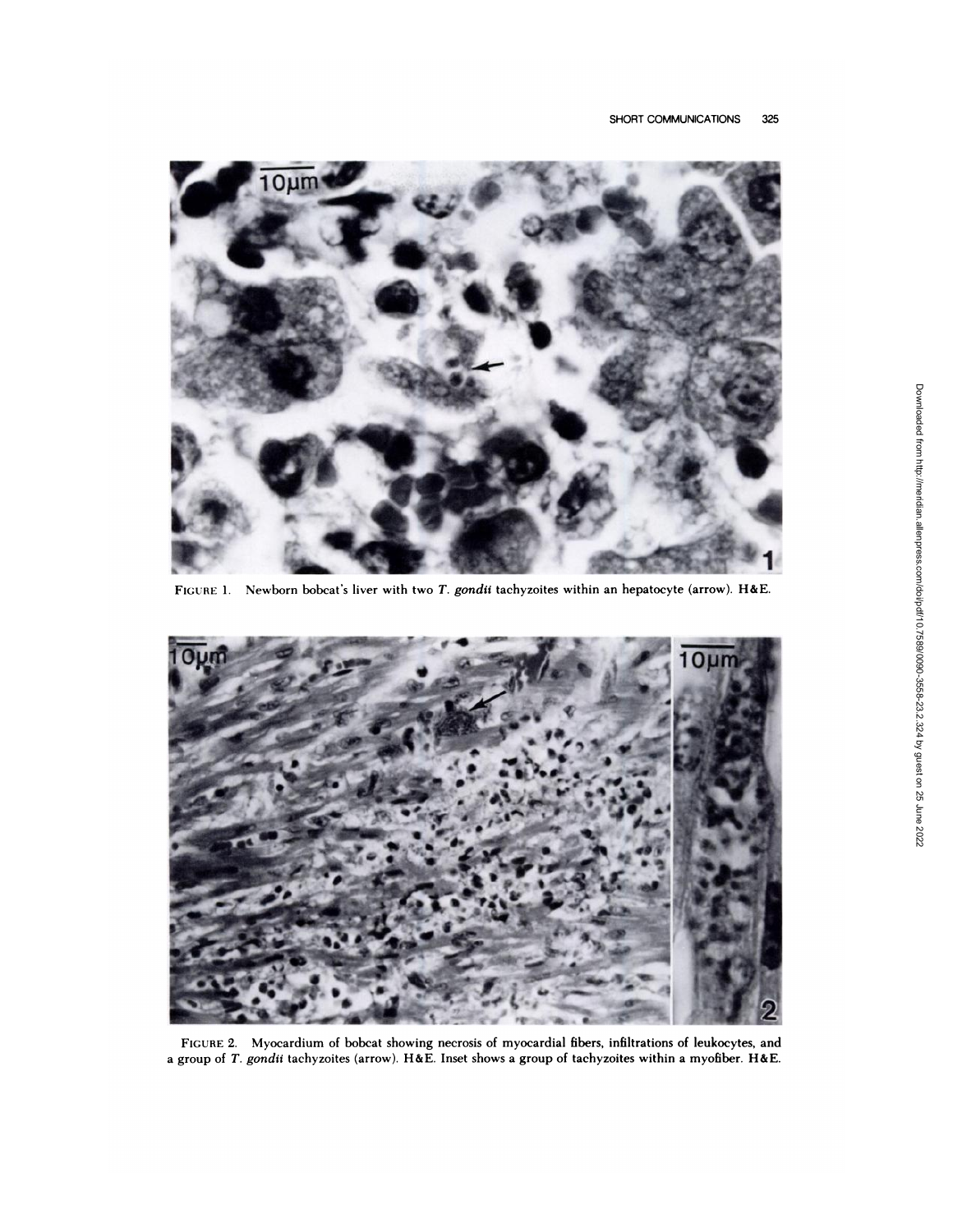FIGURE 1. Newborn bobcat's liver with two *T. gondii* tachyzoites within an hepatocyte (arrow). H&E.

FIGURE 2. Myocardium of bobcat showing necrosis of myocardial fibers, infiltrations of leukocytes, and a group of *T. gondii* tachyzoites (arrow). H&E. Inset shows a group of tachyzoites within a myofiber. H&E.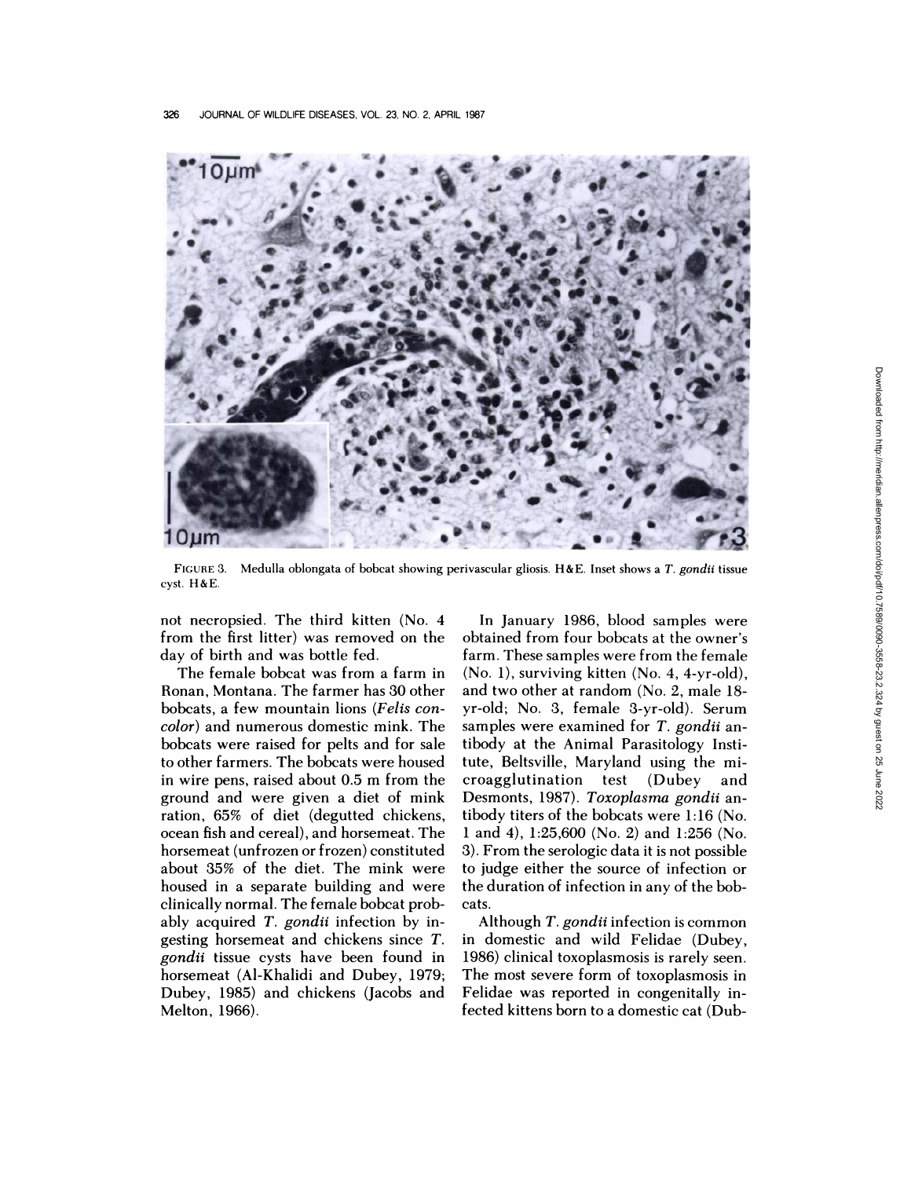FIGURE 3. Medulla oblongata of bobcat showing perivascular gliosis. H&E. Inset shows a *T. gondii* tissue cyst. H&E.

not necropsied. The third kitten (No. 4 from the first litter) was removed on the day of birth and was bottle fed.

The female bobcat was from a farm in Ronan, Montana. The farmer has 30 other bobcats, a few mountain lions (*Felis concolor*) and numerous domestic mink. The bobcats were raised for pelts and for sale to other farmers. The bobcats were housed in wire pens, raised about 0.5 m from the ground and were given a diet of mink ration, 65% of diet (degutted chickens, ocean fish and cereal), and horsemeat. The horsemeat (unfrozen or frozen) constituted about 35% of the diet. The mink were housed in a separate building and were clinically normal. The female bobcat probably acquired *T. gondii* infection by ingesting horsemeat and chickens since *T. gondii* tissue cysts have been found in horsemeat (Al-Khalidi and Dubey, 1979; Dubey, 1985) and chickens (Jacobs and Melton, 1966).

In January 1986, blood samples were obtained from four bobcats at the owner's farm. These samples were from the female (No. 1), surviving kitten (No. 4, 4-yr-old), and two other at random (No. 2, male 18-yr-old; No. 3, female 3-yr-old). Serum samples were examined for *T. gondii* antibody at the Animal Parasitology Institute, Beltsville, Maryland using the microagglutination test (Dubey and Desmonts, 1987). *Toxoplasma gondii* antibody titers of the bobcats were 1:16 (No. 1 and 4), 1:25,600 (No. 2) and 1:256 (No. 3). From the serologic data it is not possible to judge either the source of infection or the duration of infection in any of the bobcats.

Although *T. gondii* infection is common in domestic and wild Felidae (Dubey, 1986) clinical toxoplasmosis is rarely seen. The most severe form of toxoplasmosis in Felidae was reported in congenitally infected kittens born to a domestic cat (Dub-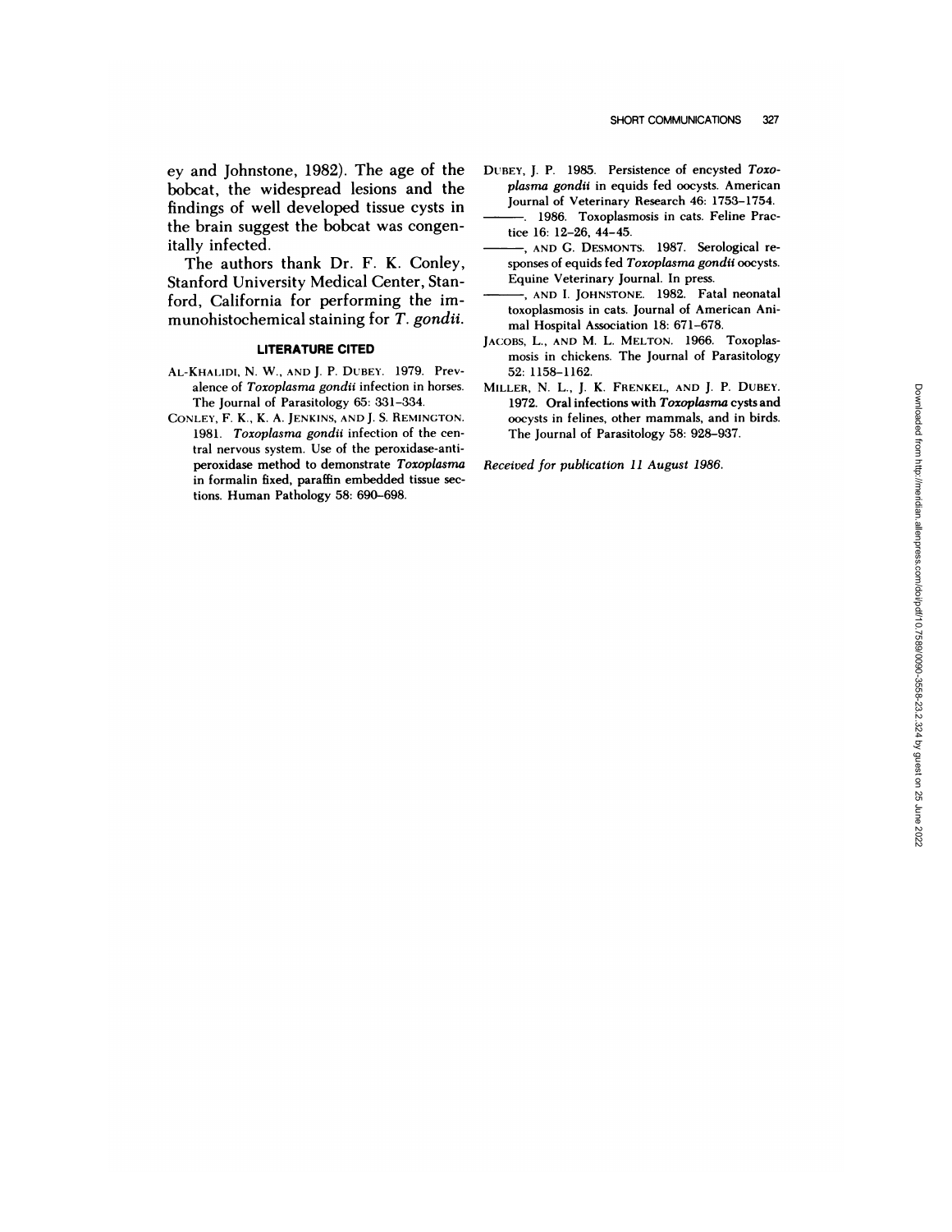ey and Johnstone, 1982). The age of the bobcat, the widespread lesions and the findings of well developed tissue cysts in the brain suggest the bobcat was congenitally infected.

The authors thank Dr. F. K. Conley, Stanford University Medical Center, Stanford, California for performing the immunohistochemical staining for *T. gondii*.

## LITERATURE CITED

AL-KHALIDI, N. W., AND J. P. DUBEY. 1979. Prevalence of *Toxoplasma gondii* infection in horses. The Journal of Parasitology 65: 331–334.

CONLEY, F. K., K. A. JENKINS, AND J. S. REMINGTON. 1981. *Toxoplasma gondii* infection of the central nervous system. Use of the peroxidase-antiperoxidase method to demonstrate *Toxoplasma* in formalin fixed, paraffin embedded tissue sections. Human Pathology 58: 690–698.

DUBEY, J. P. 1985. Persistence of encysted *Toxoplasma gondii* in equids fed oocysts. American Journal of Veterinary Research 46: 1753–1754.

———. 1986. Toxoplasmosis in cats. Feline Practice 16: 12–26, 44–45.

———, AND G. DESMONTS. 1987. Serological responses of equids fed *Toxoplasma gondii* oocysts. Equine Veterinary Journal. In press.

———, AND I. JOHNSTONE. 1982. Fatal neonatal toxoplasmosis in cats. Journal of American Animal Hospital Association 18: 671–678.

JACOBS, L., AND M. L. MELTON. 1966. Toxoplasmosis in chickens. The Journal of Parasitology 52: 1158–1162.

MILLER, N. L., J. K. FRENKEL, AND J. P. DUBEY. 1972. Oral infections with *Toxoplasma* cysts and oocysts in felines, other mammals, and in birds. The Journal of Parasitology 58: 928–937.

*Received for publication 11 August 1986.*